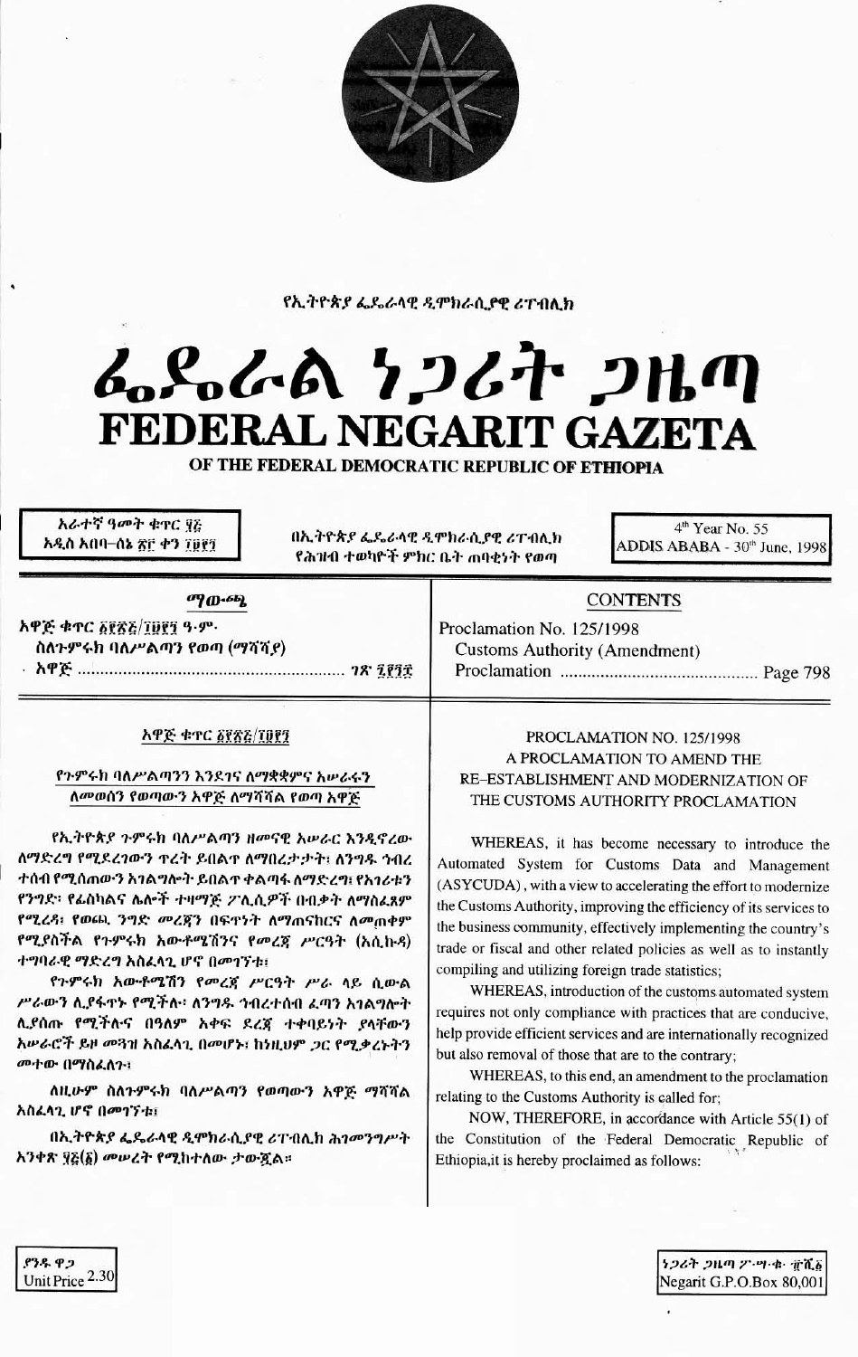የኢትዮጵያ ፌዴራላዊ ዲሞክራሲያዊ ሪፐብሊክ

# ፌዴራል ነጋሪት ጋዜጣ
# FEDERAL NEGARIT GAZETA
## OF THE FEDERAL DEMOCRATIC REPUBLIC OF ETHIOPIA

አራተኛ ዓመት ቁጥር ፶፭
አዲስ አበባ–ሰኔ ፳፫ ቀን ፲፱፻፺

በኢትዮጵያ ፌዴራላዊ ዲሞክራሲያዊ ሪፐብሊክ የሕዝብ ተወካዮች ምክር ቤት ጠባቂነት የወጣ

4th Year No. 55
ADDIS ABABA - 30th June, 1998

**ማውጫ**

አዋጅ ቁጥር ፩፻፳፭/፲፱፻፺ ዓ.ም.
ስለጉምሩክ ባለሥልጣን የወጣ (ማሻሻያ)
አዋጅ ........................................ ገጽ ፯፻፺፰

**CONTENTS**

Proclamation No. 125/1998
Customs Authority (Amendment)
Proclamation ........................................ Page 798

**አዋጅ ቁጥር ፩፻፳፭/፲፱፻፺**

**የጉምሩክ ባለሥልጣንን እንደገና ለማቋቋምና አሠራሩን ለመወሰን የወጣውን አዋጅ ለማሻሻል የወጣ አዋጅ**

የኢትዮጵያ ጉምሩክ ባለሥልጣን ዘመናዊ አሠራር እንዲኖረው ለማድረግ የሚደረገውን ጥረት ይበልጥ ለማበረታታት፣ ለንግዱ ኅብረተሰብ የሚሰጠውን አገልግሎት ይበልጥ ቀልጣፋ ለማድረግ፣ የአገሪቱን የንግድ፣ የፊስካልና ሌሎች ተዛማጅ ፖሊሲዎች በብቃት ለማስፈጸም የሚረዳ፣ የወጪ ንግድ መረጃን በፍጥነት ለማጠናከርና ለመጠቀም የሚያስችል የጉምሩክ አውቶሜሽንና የመረጃ ሥርዓት (አሲኩዳ) ተግባራዊ ማድረግ አስፈላጊ ሆኖ በመገኘቱ፣

የጉምሩክ አውቶሜሽን የመረጃ ሥርዓት ሥራ ላይ ሲውል ሥራውን ሊያፋጥኑ የሚችሉ፣ ለንግዱ ኅብረተሰብ ፈጣን አገልግሎት ሊያስገኙ የሚችሉና በዓለም አቀፍ ደረጃ ተቀባይነት ያላቸውን አሠራሮች ይዞ መጓዝ አስፈላጊ በመሆኑ፣ ከነዚህም ጋር የሚቃረኑትን መተው በማስፈለጉ፣

ለዚሁም ስለጉምሩክ ባለሥልጣን የወጣውን አዋጅ ማሻሻል አስፈላጊ ሆኖ በመገኘቱ፣

በኢትዮጵያ ፌዴራላዊ ዲሞክራሲያዊ ሪፐብሊክ ሕገመንግሥት አንቀጽ ፶፭(፩) መሠረት የሚከተለው ታውጇል።

**PROCLAMATION NO. 125/1998**
**A PROCLAMATION TO AMEND THE RE–ESTABLISHMENT AND MODERNIZATION OF THE CUSTOMS AUTHORITY PROCLAMATION**

WHEREAS, it has become necessary to introduce the Automated System for Customs Data and Management (ASYCUDA), with a view to accelerating the effort to modernize the Customs Authority, improving the efficiency of its services to the business community, effectively implementing the country's trade or fiscal and other related policies as well as to instantly compiling and utilizing foreign trade statistics;

WHEREAS, introduction of the customs automated system requires not only compliance with practices that are conducive, help provide efficient services and are internationally recognized but also removal of those that are to the contrary;

WHEREAS, to this end, an amendment to the proclamation relating to the Customs Authority is called for;

NOW, THEREFORE, in accordance with Article 55(1) of the Constitution of the Federal Democratic Republic of Ethiopia, it is hereby proclaimed as follows:

ያንዱ ዋጋ
Unit Price 2.30

ነጋሪት ጋዜጣ ፖ.ሣ.ቁ. ፹ሺ፩
Negarit G.P.O.Box 80,001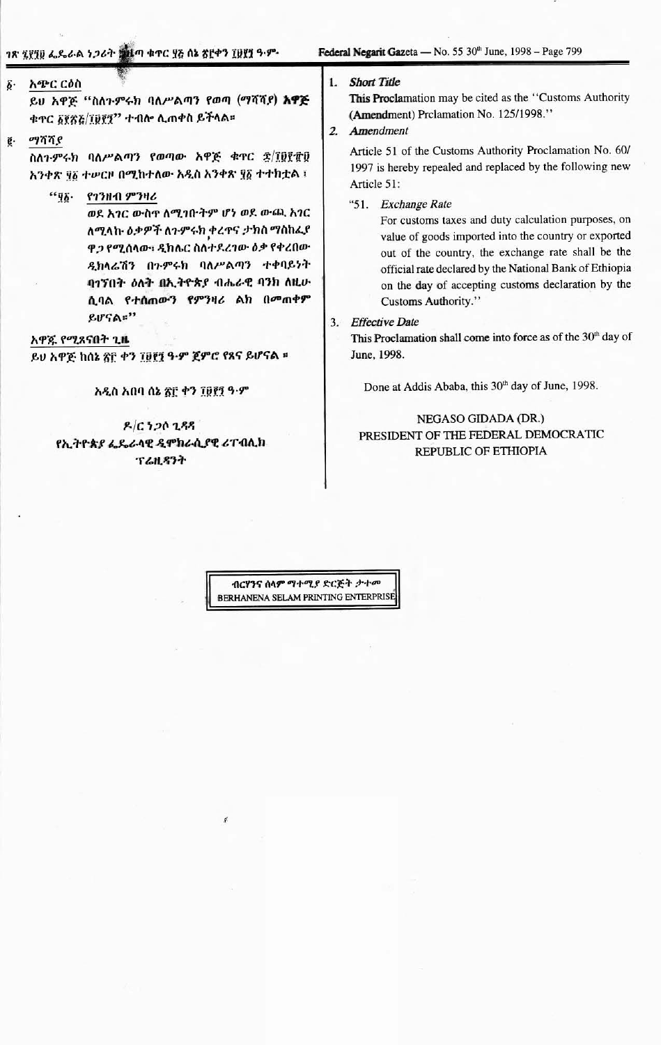፩· አጭር ርዕስ

ይህ አዋጅ "ስለጉምሩክ ባለሥልጣን የወጣ (ማሻሻያ) አዋጅ ቁጥር ፩፻፳፭/፲፱፻፺" ተብሎ ሊጠቀስ ይችላል።

፪· ማሻሻያ

ስለጉምሩክ ባለሥልጣን የወጣው አዋጅ ቁጥር ፷/፲፱፻፹፱ አንቀጽ ፶፩ ተሠርዞ በሚከተለው አዲስ አንቀጽ ፶፩ ተተክቷል ፤

"፶፩· የገንዘብ ምንዛሪ

ወደ አገር ውስጥ ለሚገቡትም ሆነ ወደ ውጪ አገር ለሚላኩ ዕቃዎች ለጉምሩክ ቀረጥና ታክስ ማስከፈያ ዋጋ የሚሰላው፣ ዲክሌር ስለተደረገው ዕቃ የቀረበው ዲክላሬሽን በጉምሩክ ባለሥልጣን ተቀባይነት ባገኘበት ዕለት በኢትዮጵያ ብሔራዊ ባንክ ለዚሁ ሲባል የተሰጠውን የምንዛሪ ልክ በመጠቀም ይሆናል።"

፫· አዋጁ የሚጸናበት ጊዜ

ይህ አዋጅ ከሰኔ ፳፫ ቀን ፲፱፻፺ ዓ·ም ጀምሮ የጸና ይሆናል ።

አዲስ አበባ ሰኔ ፳፫ ቀን ፲፱፻፺ ዓ·ም

ዶ/ር ነጋሶ ጊዳዳ
የኢትዮጵያ ፌዴራላዊ ዲሞክራሲያዊ ሪፐብሊክ
ፕሬዚዳንት

1. *Short Title*

This Proclamation may be cited as the "Customs Authority (Amendment) Prclamation No. 125/1998."

2. *Amendment*

Article 51 of the Customs Authority Proclamation No. 60/1997 is hereby repealed and replaced by the following new Article 51:

"51. *Exchange Rate*

For customs taxes and duty calculation purposes, on value of goods imported into the country or exported out of the country, the exchange rate shall be the official rate declared by the National Bank of Ethiopia on the day of accepting customs declaration by the Customs Authority."

3. *Effective Date*

This Proclamation shall come into force as of the 30th day of June, 1998.

Done at Addis Ababa, this 30th day of June, 1998.

NEGASO GIDADA (DR.)
PRESIDENT OF THE FEDERAL DEMOCRATIC REPUBLIC OF ETHIOPIA

ብርሃንና ሰላም ማተሚያ ድርጅት ታተመ
BERHANENA SELAM PRINTING ENTERPRISE